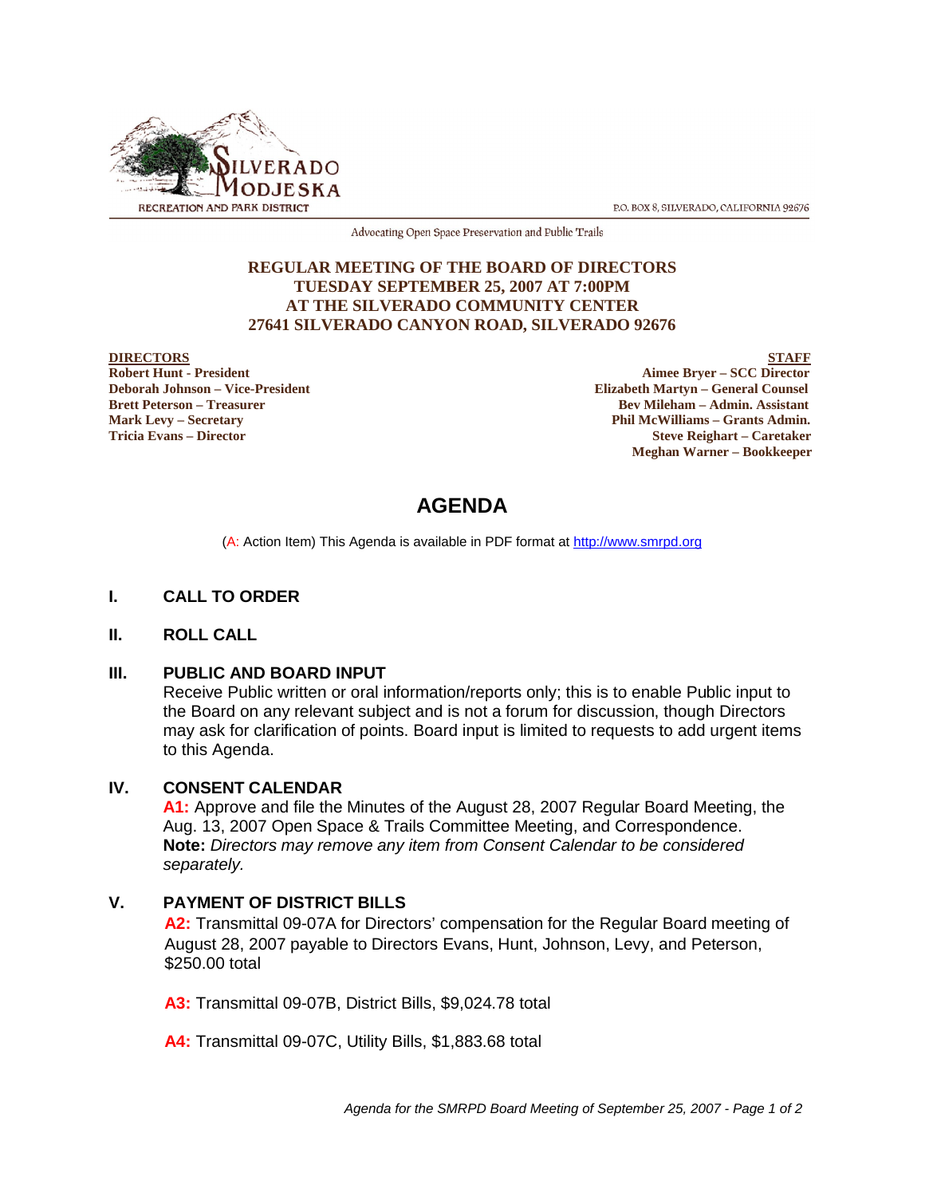SILVERADO MODJESKA RECREATION AND PARK DISTRICT

P.O. BOX 8, SILVERADO, CALIFORNIA 92676

Advocating Open Space Preservation and Public Trails

**REGULAR MEETING OF THE BOARD OF DIRECTORS**
**TUESDAY SEPTEMBER 25, 2007 AT 7:00PM**
**AT THE SILVERADO COMMUNITY CENTER**
**27641 SILVERADO CANYON ROAD, SILVERADO 92676**

**DIRECTORS**
**Robert Hunt - President**
**Deborah Johnson – Vice-President**
**Brett Peterson – Treasurer**
**Mark Levy – Secretary**
**Tricia Evans – Director**

**STAFF**
**Aimee Bryer – SCC Director**
**Elizabeth Martyn – General Counsel**
**Bev Mileham – Admin. Assistant**
**Phil McWilliams – Grants Admin.**
**Steve Reighart – Caretaker**
**Meghan Warner – Bookkeeper**

# AGENDA

(A: Action Item) This Agenda is available in PDF format at http://www.smrpd.org

## I. CALL TO ORDER

## II. ROLL CALL

## III. PUBLIC AND BOARD INPUT

Receive Public written or oral information/reports only; this is to enable Public input to the Board on any relevant subject and is not a forum for discussion, though Directors may ask for clarification of points. Board input is limited to requests to add urgent items to this Agenda.

## IV. CONSENT CALENDAR

**A1:** Approve and file the Minutes of the August 28, 2007 Regular Board Meeting, the Aug. 13, 2007 Open Space & Trails Committee Meeting, and Correspondence. **Note:** *Directors may remove any item from Consent Calendar to be considered separately.*

## V. PAYMENT OF DISTRICT BILLS

**A2:** Transmittal 09-07A for Directors' compensation for the Regular Board meeting of August 28, 2007 payable to Directors Evans, Hunt, Johnson, Levy, and Peterson, $250.00 total

**A3:** Transmittal 09-07B, District Bills, $9,024.78 total

**A4:** Transmittal 09-07C, Utility Bills, $1,883.68 total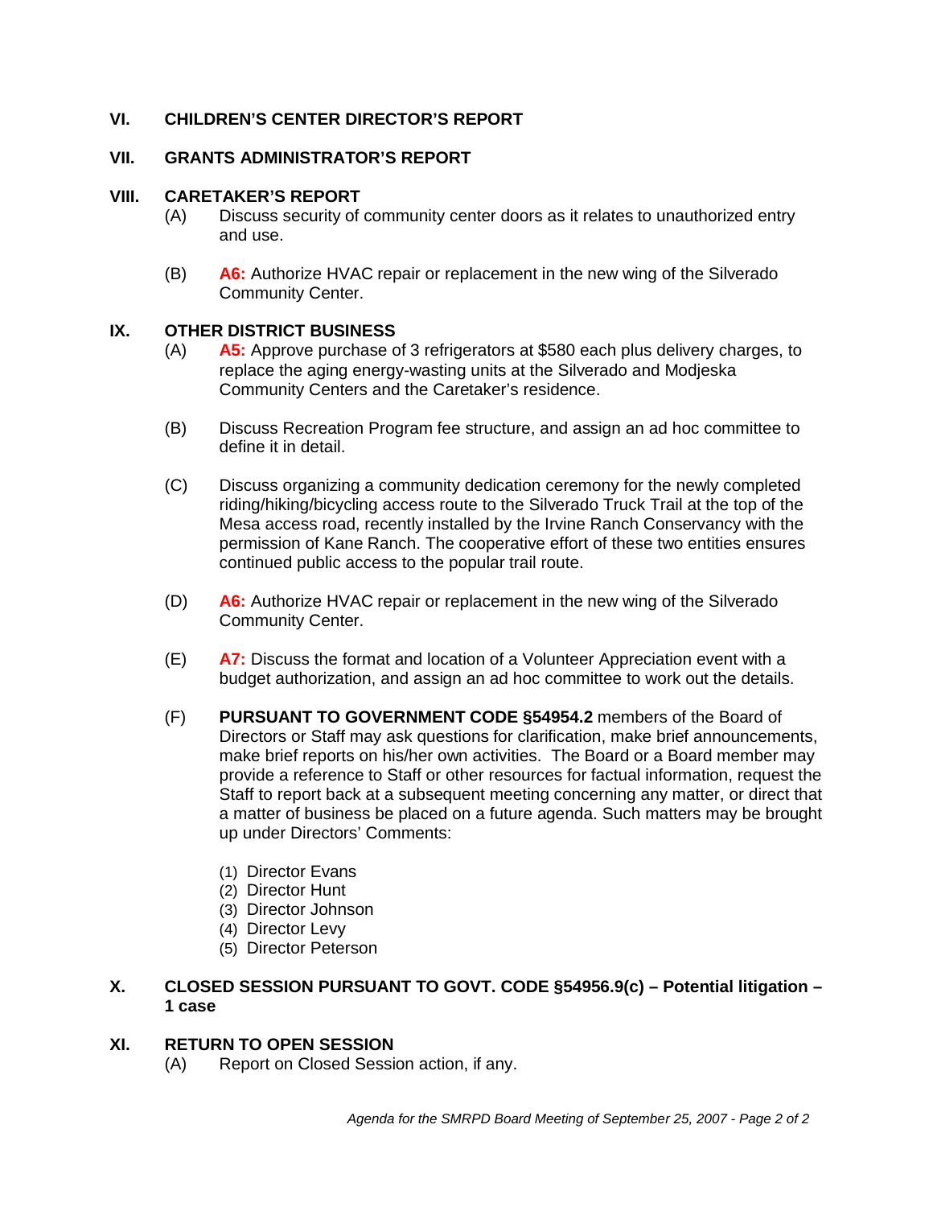## VI. CHILDREN'S CENTER DIRECTOR'S REPORT

## VII. GRANTS ADMINISTRATOR'S REPORT

## VIII. CARETAKER'S REPORT

(A) Discuss security of community center doors as it relates to unauthorized entry and use.

(B) **A6:** Authorize HVAC repair or replacement in the new wing of the Silverado Community Center.

## IX. OTHER DISTRICT BUSINESS

(A) **A5:** Approve purchase of 3 refrigerators at $580 each plus delivery charges, to replace the aging energy-wasting units at the Silverado and Modjeska Community Centers and the Caretaker's residence.

(B) Discuss Recreation Program fee structure, and assign an ad hoc committee to define it in detail.

(C) Discuss organizing a community dedication ceremony for the newly completed riding/hiking/bicycling access route to the Silverado Truck Trail at the top of the Mesa access road, recently installed by the Irvine Ranch Conservancy with the permission of Kane Ranch. The cooperative effort of these two entities ensures continued public access to the popular trail route.

(D) **A6:** Authorize HVAC repair or replacement in the new wing of the Silverado Community Center.

(E) **A7:** Discuss the format and location of a Volunteer Appreciation event with a budget authorization, and assign an ad hoc committee to work out the details.

(F) **PURSUANT TO GOVERNMENT CODE §54954.2** members of the Board of Directors or Staff may ask questions for clarification, make brief announcements, make brief reports on his/her own activities. The Board or a Board member may provide a reference to Staff or other resources for factual information, request the Staff to report back at a subsequent meeting concerning any matter, or direct that a matter of business be placed on a future agenda. Such matters may be brought up under Directors' Comments:

1. Director Evans
2. Director Hunt
3. Director Johnson
4. Director Levy
5. Director Peterson

## X. CLOSED SESSION PURSUANT TO GOVT. CODE §54956.9(c) – Potential litigation – 1 case

## XI. RETURN TO OPEN SESSION

(A) Report on Closed Session action, if any.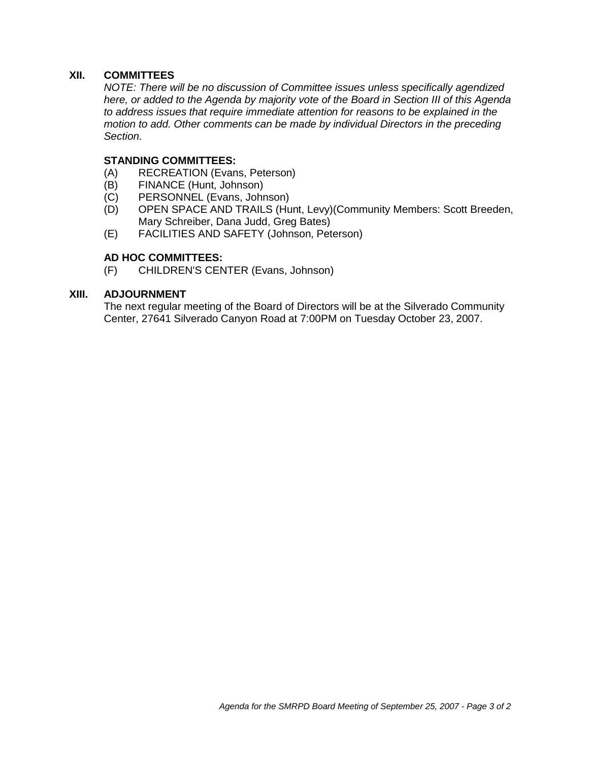## XII. COMMITTEES

*NOTE: There will be no discussion of Committee issues unless specifically agendized here, or added to the Agenda by majority vote of the Board in Section III of this Agenda to address issues that require immediate attention for reasons to be explained in the motion to add. Other comments can be made by individual Directors in the preceding Section.*

### STANDING COMMITTEES:

(A) RECREATION (Evans, Peterson)
(B) FINANCE (Hunt, Johnson)
(C) PERSONNEL (Evans, Johnson)
(D) OPEN SPACE AND TRAILS (Hunt, Levy)(Community Members: Scott Breeden, Mary Schreiber, Dana Judd, Greg Bates)
(E) FACILITIES AND SAFETY (Johnson, Peterson)

### AD HOC COMMITTEES:

(F) CHILDREN'S CENTER (Evans, Johnson)

## XIII. ADJOURNMENT

The next regular meeting of the Board of Directors will be at the Silverado Community Center, 27641 Silverado Canyon Road at 7:00PM on Tuesday October 23, 2007.